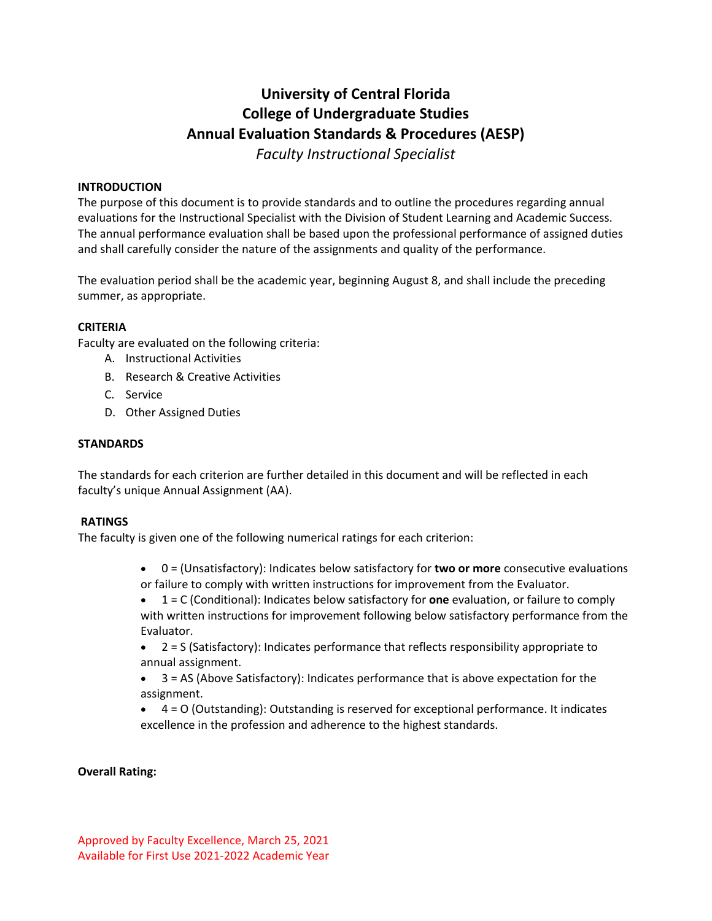# University of Central Florida
# College of Undergraduate Studies
# Annual Evaluation Standards & Procedures (AESP)

*Faculty Instructional Specialist*

**INTRODUCTION**

The purpose of this document is to provide standards and to outline the procedures regarding annual evaluations for the Instructional Specialist with the Division of Student Learning and Academic Success. The annual performance evaluation shall be based upon the professional performance of assigned duties and shall carefully consider the nature of the assignments and quality of the performance.

The evaluation period shall be the academic year, beginning August 8, and shall include the preceding summer, as appropriate.

**CRITERIA**

Faculty are evaluated on the following criteria:

A. Instructional Activities
B. Research & Creative Activities
C. Service
D. Other Assigned Duties

**STANDARDS**

The standards for each criterion are further detailed in this document and will be reflected in each faculty's unique Annual Assignment (AA).

**RATINGS**

The faculty is given one of the following numerical ratings for each criterion:

- 0 = (Unsatisfactory): Indicates below satisfactory for **two or more** consecutive evaluations or failure to comply with written instructions for improvement from the Evaluator.
- 1 = C (Conditional): Indicates below satisfactory for **one** evaluation, or failure to comply with written instructions for improvement following below satisfactory performance from the Evaluator.
- 2 = S (Satisfactory): Indicates performance that reflects responsibility appropriate to annual assignment.
- 3 = AS (Above Satisfactory): Indicates performance that is above expectation for the assignment.
- 4 = O (Outstanding): Outstanding is reserved for exceptional performance. It indicates excellence in the profession and adherence to the highest standards.

**Overall Rating:**

Approved by Faculty Excellence, March 25, 2021
Available for First Use 2021-2022 Academic Year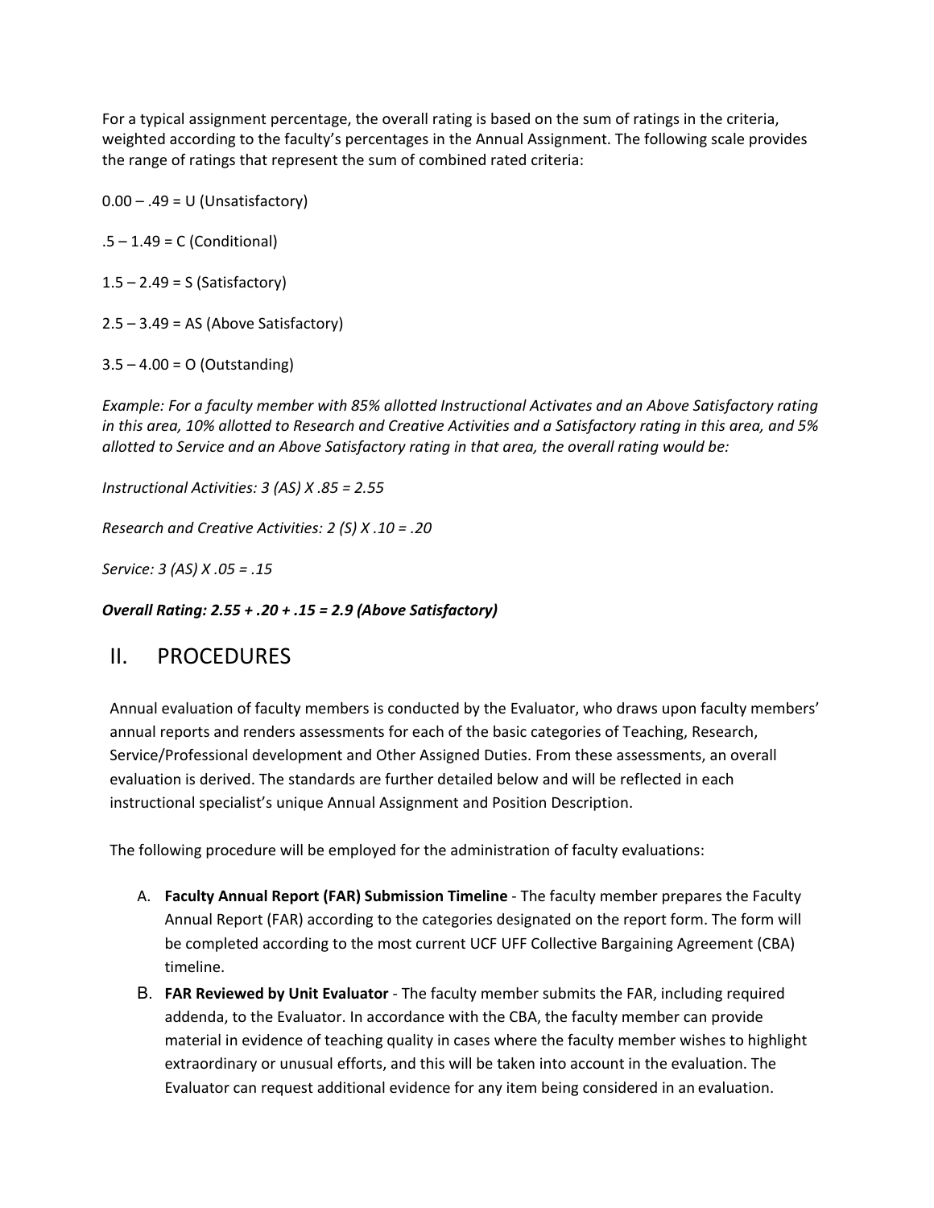For a typical assignment percentage, the overall rating is based on the sum of ratings in the criteria, weighted according to the faculty's percentages in the Annual Assignment. The following scale provides the range of ratings that represent the sum of combined rated criteria:

0.00 – .49 = U (Unsatisfactory)

.5 – 1.49 = C (Conditional)

1.5 – 2.49 = S (Satisfactory)

2.5 – 3.49 = AS (Above Satisfactory)

3.5 – 4.00 = O (Outstanding)

*Example: For a faculty member with 85% allotted Instructional Activates and an Above Satisfactory rating in this area, 10% allotted to Research and Creative Activities and a Satisfactory rating in this area, and 5% allotted to Service and an Above Satisfactory rating in that area, the overall rating would be:*

*Instructional Activities: 3 (AS) X .85 = 2.55*

*Research and Creative Activities: 2 (S) X .10 = .20*

*Service: 3 (AS) X .05 = .15*

***Overall Rating: 2.55 + .20 + .15 = 2.9 (Above Satisfactory)***

## II. PROCEDURES

Annual evaluation of faculty members is conducted by the Evaluator, who draws upon faculty members' annual reports and renders assessments for each of the basic categories of Teaching, Research, Service/Professional development and Other Assigned Duties. From these assessments, an overall evaluation is derived. The standards are further detailed below and will be reflected in each instructional specialist's unique Annual Assignment and Position Description.

The following procedure will be employed for the administration of faculty evaluations:

A. **Faculty Annual Report (FAR) Submission Timeline** - The faculty member prepares the Faculty Annual Report (FAR) according to the categories designated on the report form. The form will be completed according to the most current UCF UFF Collective Bargaining Agreement (CBA) timeline.

B. **FAR Reviewed by Unit Evaluator** - The faculty member submits the FAR, including required addenda, to the Evaluator. In accordance with the CBA, the faculty member can provide material in evidence of teaching quality in cases where the faculty member wishes to highlight extraordinary or unusual efforts, and this will be taken into account in the evaluation. The Evaluator can request additional evidence for any item being considered in an evaluation.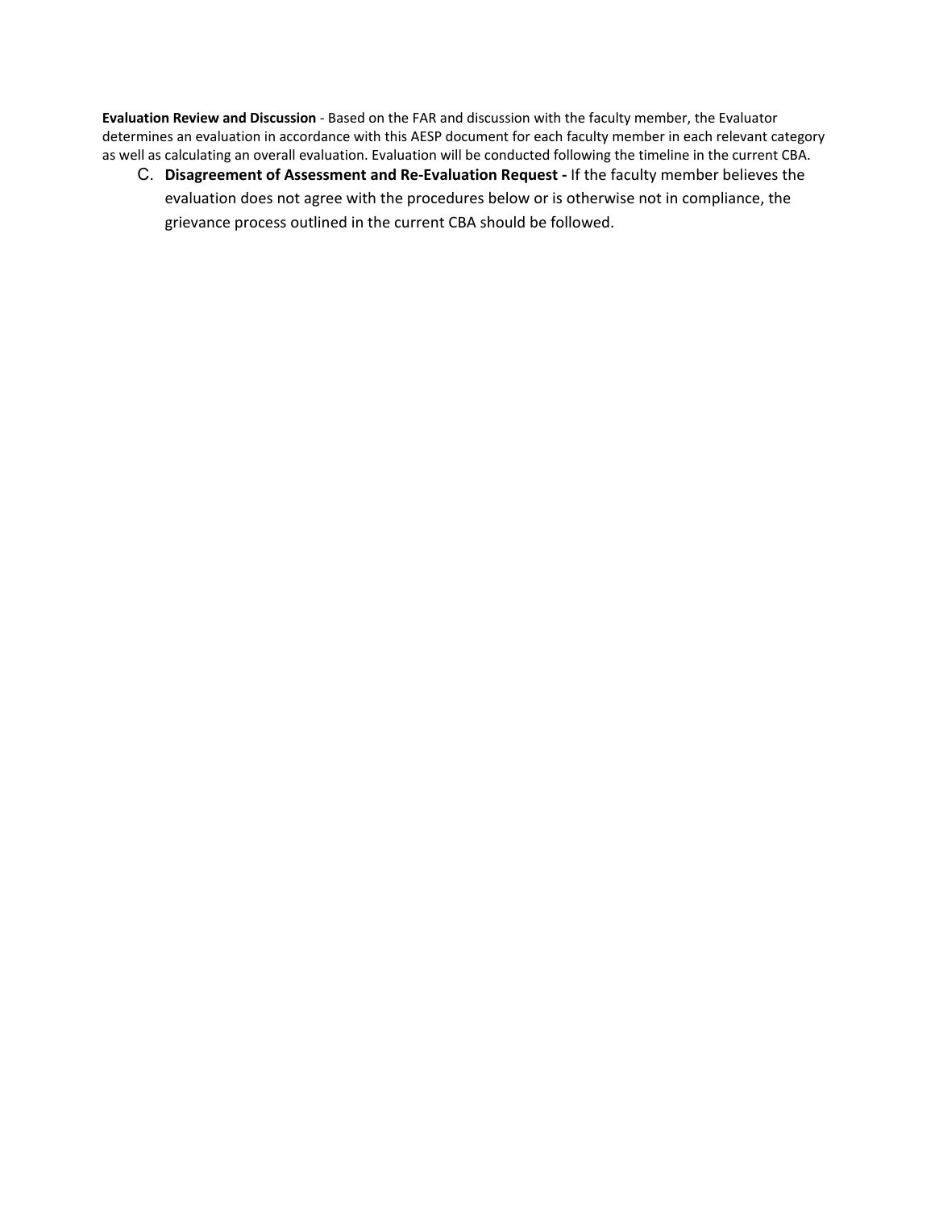**Evaluation Review and Discussion** - Based on the FAR and discussion with the faculty member, the Evaluator determines an evaluation in accordance with this AESP document for each faculty member in each relevant category as well as calculating an overall evaluation. Evaluation will be conducted following the timeline in the current CBA.

C. **Disagreement of Assessment and Re-Evaluation Request -** If the faculty member believes the evaluation does not agree with the procedures below or is otherwise not in compliance, the grievance process outlined in the current CBA should be followed.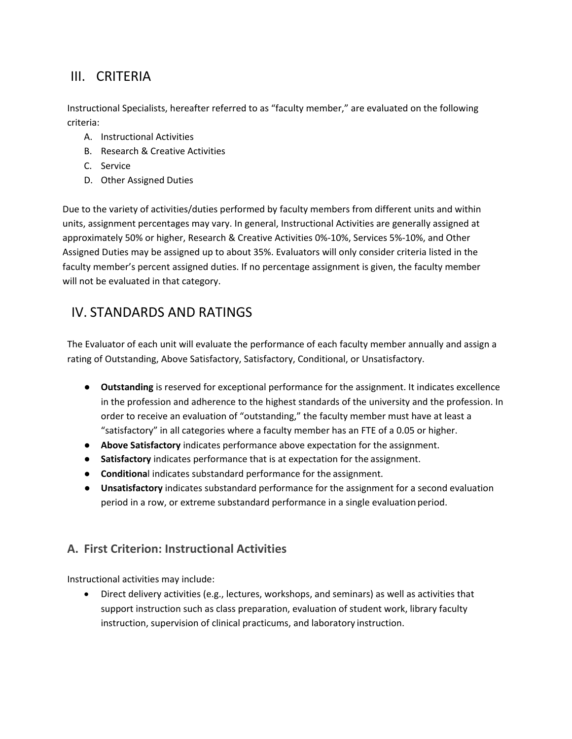## III. CRITERIA

Instructional Specialists, hereafter referred to as "faculty member," are evaluated on the following criteria:

A. Instructional Activities
B. Research & Creative Activities
C. Service
D. Other Assigned Duties

Due to the variety of activities/duties performed by faculty members from different units and within units, assignment percentages may vary. In general, Instructional Activities are generally assigned at approximately 50% or higher, Research & Creative Activities 0%-10%, Services 5%-10%, and Other Assigned Duties may be assigned up to about 35%. Evaluators will only consider criteria listed in the faculty member's percent assigned duties. If no percentage assignment is given, the faculty member will not be evaluated in that category.

## IV. STANDARDS AND RATINGS

The Evaluator of each unit will evaluate the performance of each faculty member annually and assign a rating of Outstanding, Above Satisfactory, Satisfactory, Conditional, or Unsatisfactory.

- **Outstanding** is reserved for exceptional performance for the assignment. It indicates excellence in the profession and adherence to the highest standards of the university and the profession. In order to receive an evaluation of "outstanding," the faculty member must have at least a "satisfactory" in all categories where a faculty member has an FTE of a 0.05 or higher.
- **Above Satisfactory** indicates performance above expectation for the assignment.
- **Satisfactory** indicates performance that is at expectation for the assignment.
- **Conditional** indicates substandard performance for the assignment.
- **Unsatisfactory** indicates substandard performance for the assignment for a second evaluation period in a row, or extreme substandard performance in a single evaluation period.

### A. First Criterion: Instructional Activities

Instructional activities may include:

- Direct delivery activities (e.g., lectures, workshops, and seminars) as well as activities that support instruction such as class preparation, evaluation of student work, library faculty instruction, supervision of clinical practicums, and laboratory instruction.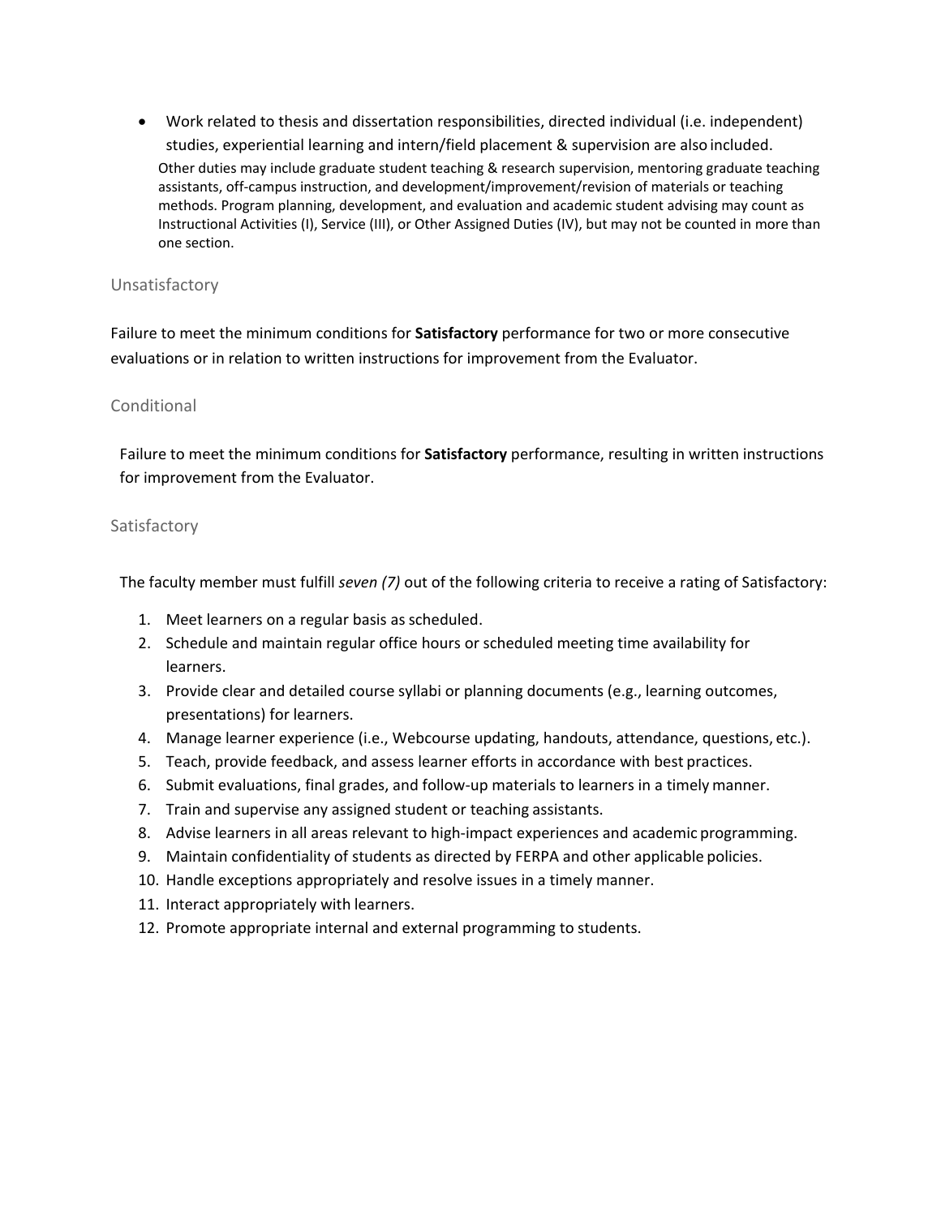- Work related to thesis and dissertation responsibilities, directed individual (i.e. independent) studies, experiential learning and intern/field placement & supervision are also included.

Other duties may include graduate student teaching & research supervision, mentoring graduate teaching assistants, off-campus instruction, and development/improvement/revision of materials or teaching methods. Program planning, development, and evaluation and academic student advising may count as Instructional Activities (I), Service (III), or Other Assigned Duties (IV), but may not be counted in more than one section.

### Unsatisfactory

Failure to meet the minimum conditions for **Satisfactory** performance for two or more consecutive evaluations or in relation to written instructions for improvement from the Evaluator.

### Conditional

Failure to meet the minimum conditions for **Satisfactory** performance, resulting in written instructions for improvement from the Evaluator.

### Satisfactory

The faculty member must fulfill *seven (7)* out of the following criteria to receive a rating of Satisfactory:

1. Meet learners on a regular basis as scheduled.
2. Schedule and maintain regular office hours or scheduled meeting time availability for learners.
3. Provide clear and detailed course syllabi or planning documents (e.g., learning outcomes, presentations) for learners.
4. Manage learner experience (i.e., Webcourse updating, handouts, attendance, questions, etc.).
5. Teach, provide feedback, and assess learner efforts in accordance with best practices.
6. Submit evaluations, final grades, and follow-up materials to learners in a timely manner.
7. Train and supervise any assigned student or teaching assistants.
8. Advise learners in all areas relevant to high-impact experiences and academic programming.
9. Maintain confidentiality of students as directed by FERPA and other applicable policies.
10. Handle exceptions appropriately and resolve issues in a timely manner.
11. Interact appropriately with learners.
12. Promote appropriate internal and external programming to students.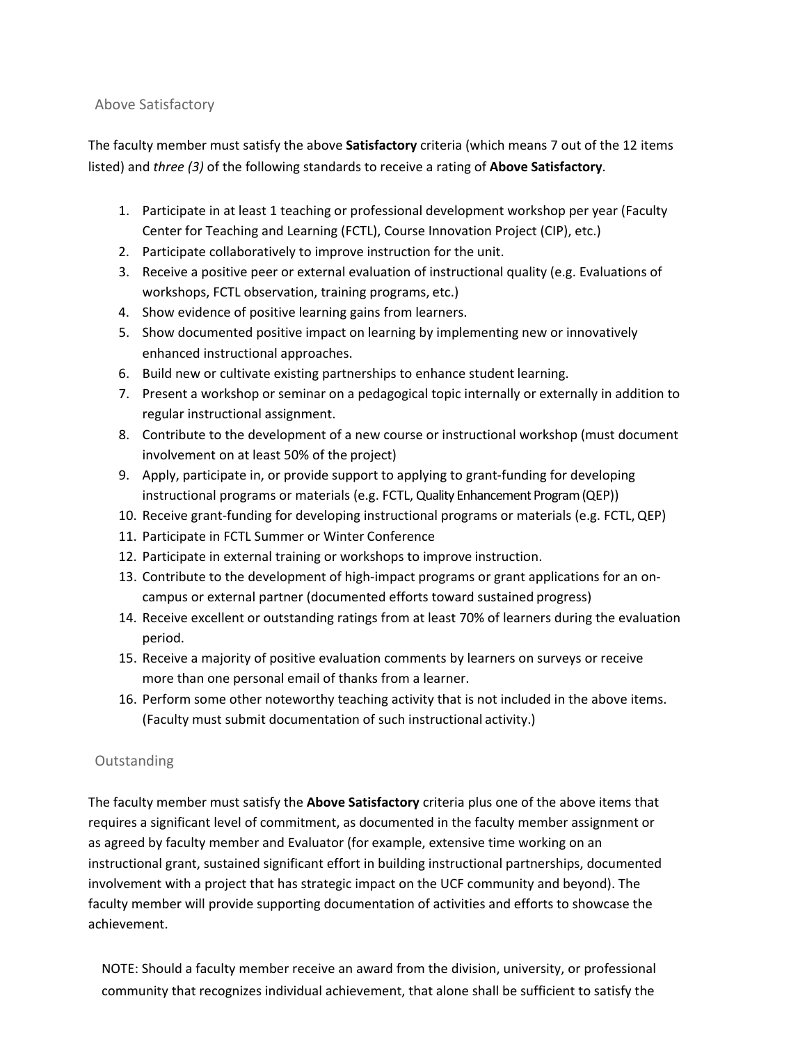## Above Satisfactory

The faculty member must satisfy the above **Satisfactory** criteria (which means 7 out of the 12 items listed) and *three (3)* of the following standards to receive a rating of **Above Satisfactory**.

1. Participate in at least 1 teaching or professional development workshop per year (Faculty Center for Teaching and Learning (FCTL), Course Innovation Project (CIP), etc.)
2. Participate collaboratively to improve instruction for the unit.
3. Receive a positive peer or external evaluation of instructional quality (e.g. Evaluations of workshops, FCTL observation, training programs, etc.)
4. Show evidence of positive learning gains from learners.
5. Show documented positive impact on learning by implementing new or innovatively enhanced instructional approaches.
6. Build new or cultivate existing partnerships to enhance student learning.
7. Present a workshop or seminar on a pedagogical topic internally or externally in addition to regular instructional assignment.
8. Contribute to the development of a new course or instructional workshop (must document involvement on at least 50% of the project)
9. Apply, participate in, or provide support to applying to grant-funding for developing instructional programs or materials (e.g. FCTL, Quality Enhancement Program (QEP))
10. Receive grant-funding for developing instructional programs or materials (e.g. FCTL, QEP)
11. Participate in FCTL Summer or Winter Conference
12. Participate in external training or workshops to improve instruction.
13. Contribute to the development of high-impact programs or grant applications for an on-campus or external partner (documented efforts toward sustained progress)
14. Receive excellent or outstanding ratings from at least 70% of learners during the evaluation period.
15. Receive a majority of positive evaluation comments by learners on surveys or receive more than one personal email of thanks from a learner.
16. Perform some other noteworthy teaching activity that is not included in the above items. (Faculty must submit documentation of such instructional activity.)

## Outstanding

The faculty member must satisfy the **Above Satisfactory** criteria plus one of the above items that requires a significant level of commitment, as documented in the faculty member assignment or as agreed by faculty member and Evaluator (for example, extensive time working on an instructional grant, sustained significant effort in building instructional partnerships, documented involvement with a project that has strategic impact on the UCF community and beyond). The faculty member will provide supporting documentation of activities and efforts to showcase the achievement.

NOTE: Should a faculty member receive an award from the division, university, or professional community that recognizes individual achievement, that alone shall be sufficient to satisfy the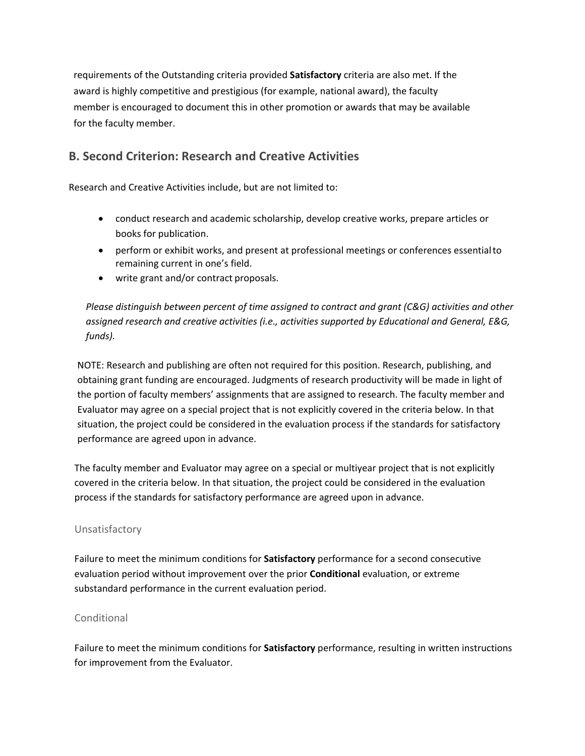requirements of the Outstanding criteria provided **Satisfactory** criteria are also met. If the award is highly competitive and prestigious (for example, national award), the faculty member is encouraged to document this in other promotion or awards that may be available for the faculty member.

## B. Second Criterion: Research and Creative Activities

Research and Creative Activities include, but are not limited to:

- conduct research and academic scholarship, develop creative works, prepare articles or books for publication.
- perform or exhibit works, and present at professional meetings or conferences essential to remaining current in one's field.
- write grant and/or contract proposals.

*Please distinguish between percent of time assigned to contract and grant (C&G) activities and other assigned research and creative activities (i.e., activities supported by Educational and General, E&G, funds).*

NOTE: Research and publishing are often not required for this position. Research, publishing, and obtaining grant funding are encouraged. Judgments of research productivity will be made in light of the portion of faculty members' assignments that are assigned to research. The faculty member and Evaluator may agree on a special project that is not explicitly covered in the criteria below. In that situation, the project could be considered in the evaluation process if the standards for satisfactory performance are agreed upon in advance.

The faculty member and Evaluator may agree on a special or multiyear project that is not explicitly covered in the criteria below. In that situation, the project could be considered in the evaluation process if the standards for satisfactory performance are agreed upon in advance.

### Unsatisfactory

Failure to meet the minimum conditions for **Satisfactory** performance for a second consecutive evaluation period without improvement over the prior **Conditional** evaluation, or extreme substandard performance in the current evaluation period.

### Conditional

Failure to meet the minimum conditions for **Satisfactory** performance, resulting in written instructions for improvement from the Evaluator.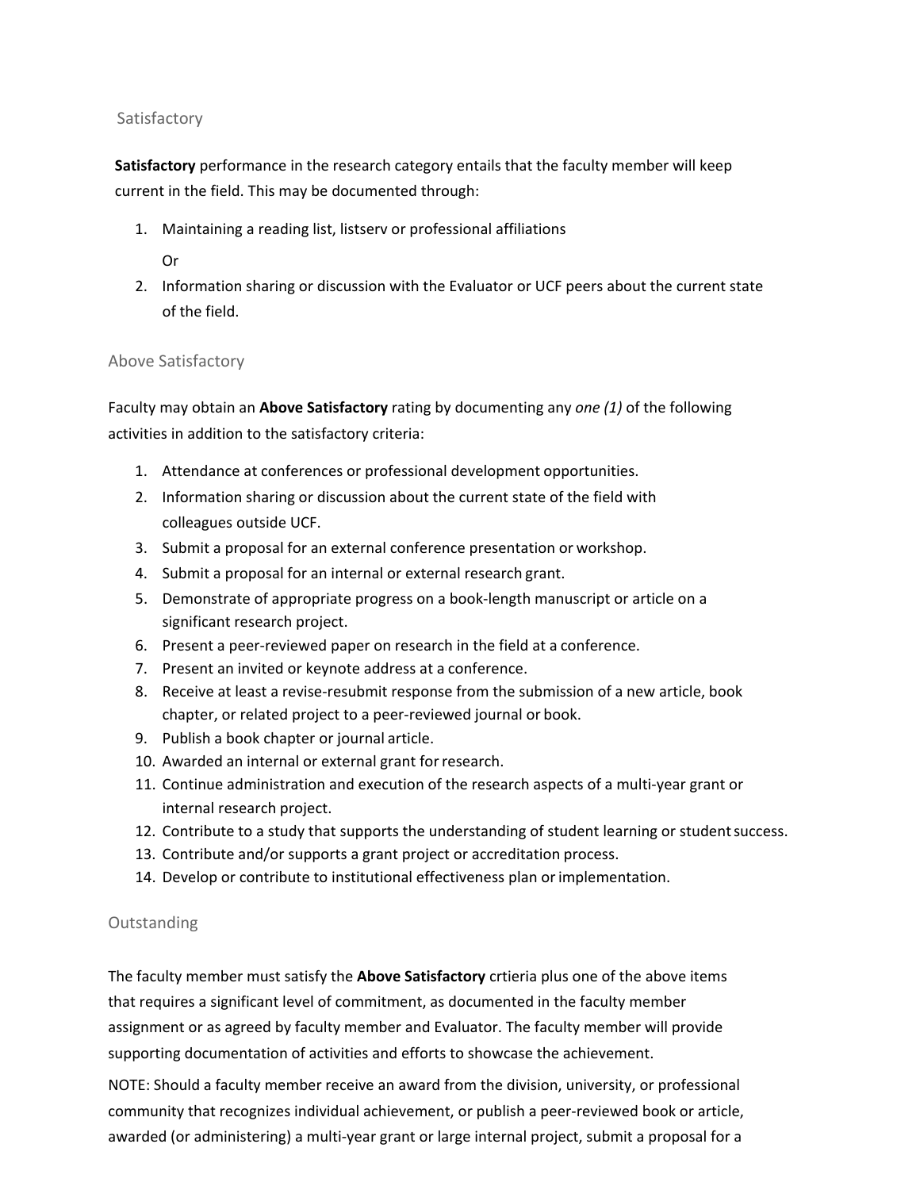### Satisfactory

**Satisfactory** performance in the research category entails that the faculty member will keep current in the field. This may be documented through:

1. Maintaining a reading list, listserv or professional affiliations

   Or

2. Information sharing or discussion with the Evaluator or UCF peers about the current state of the field.

### Above Satisfactory

Faculty may obtain an **Above Satisfactory** rating by documenting any *one (1)* of the following activities in addition to the satisfactory criteria:

1. Attendance at conferences or professional development opportunities.
2. Information sharing or discussion about the current state of the field with colleagues outside UCF.
3. Submit a proposal for an external conference presentation or workshop.
4. Submit a proposal for an internal or external research grant.
5. Demonstrate of appropriate progress on a book-length manuscript or article on a significant research project.
6. Present a peer-reviewed paper on research in the field at a conference.
7. Present an invited or keynote address at a conference.
8. Receive at least a revise-resubmit response from the submission of a new article, book chapter, or related project to a peer-reviewed journal or book.
9. Publish a book chapter or journal article.
10. Awarded an internal or external grant for research.
11. Continue administration and execution of the research aspects of a multi-year grant or internal research project.
12. Contribute to a study that supports the understanding of student learning or student success.
13. Contribute and/or supports a grant project or accreditation process.
14. Develop or contribute to institutional effectiveness plan or implementation.

### Outstanding

The faculty member must satisfy the **Above Satisfactory** crtieria plus one of the above items that requires a significant level of commitment, as documented in the faculty member assignment or as agreed by faculty member and Evaluator. The faculty member will provide supporting documentation of activities and efforts to showcase the achievement.

NOTE: Should a faculty member receive an award from the division, university, or professional community that recognizes individual achievement, or publish a peer-reviewed book or article, awarded (or administering) a multi-year grant or large internal project, submit a proposal for a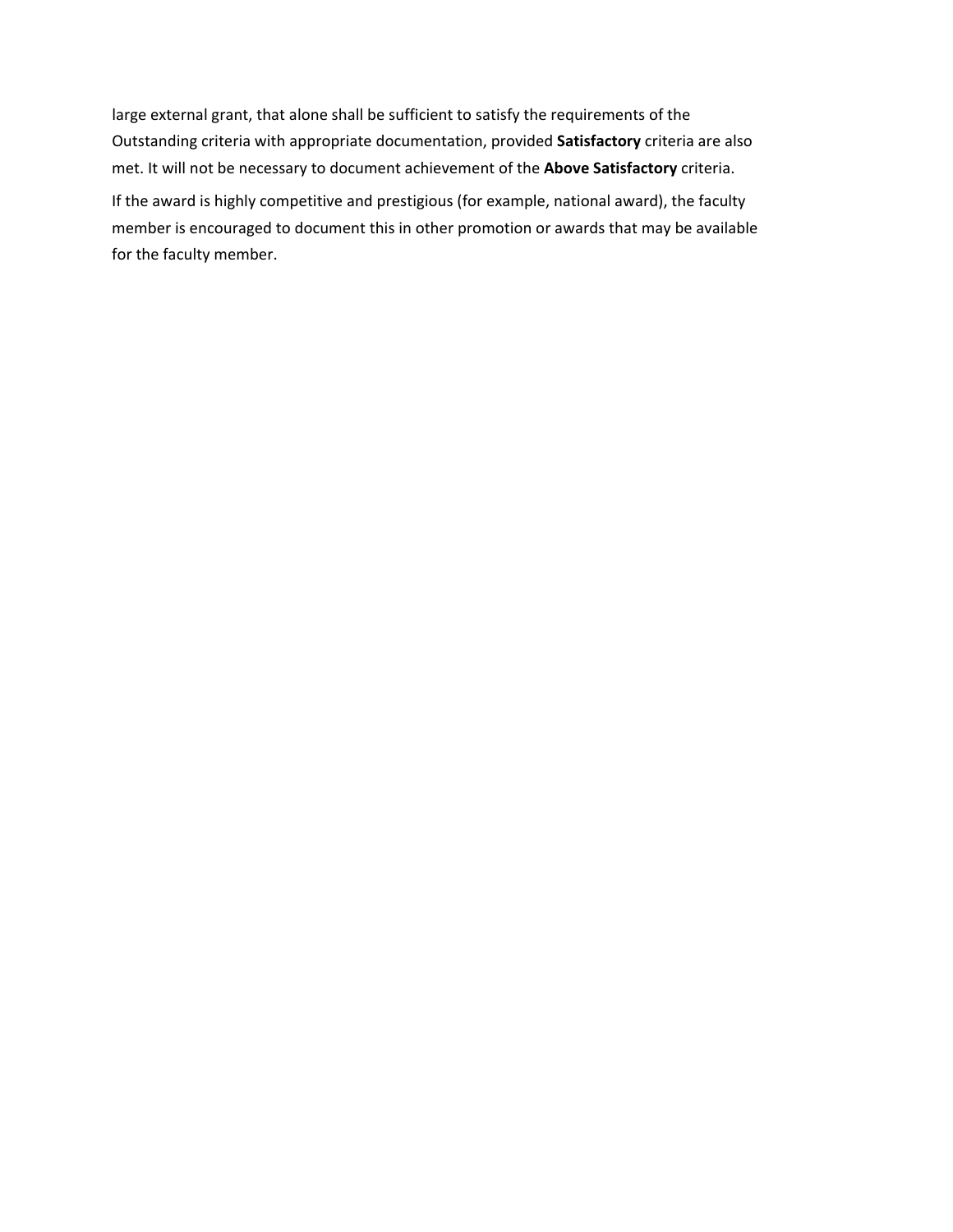large external grant, that alone shall be sufficient to satisfy the requirements of the Outstanding criteria with appropriate documentation, provided **Satisfactory** criteria are also met. It will not be necessary to document achievement of the **Above Satisfactory** criteria.

If the award is highly competitive and prestigious (for example, national award), the faculty member is encouraged to document this in other promotion or awards that may be available for the faculty member.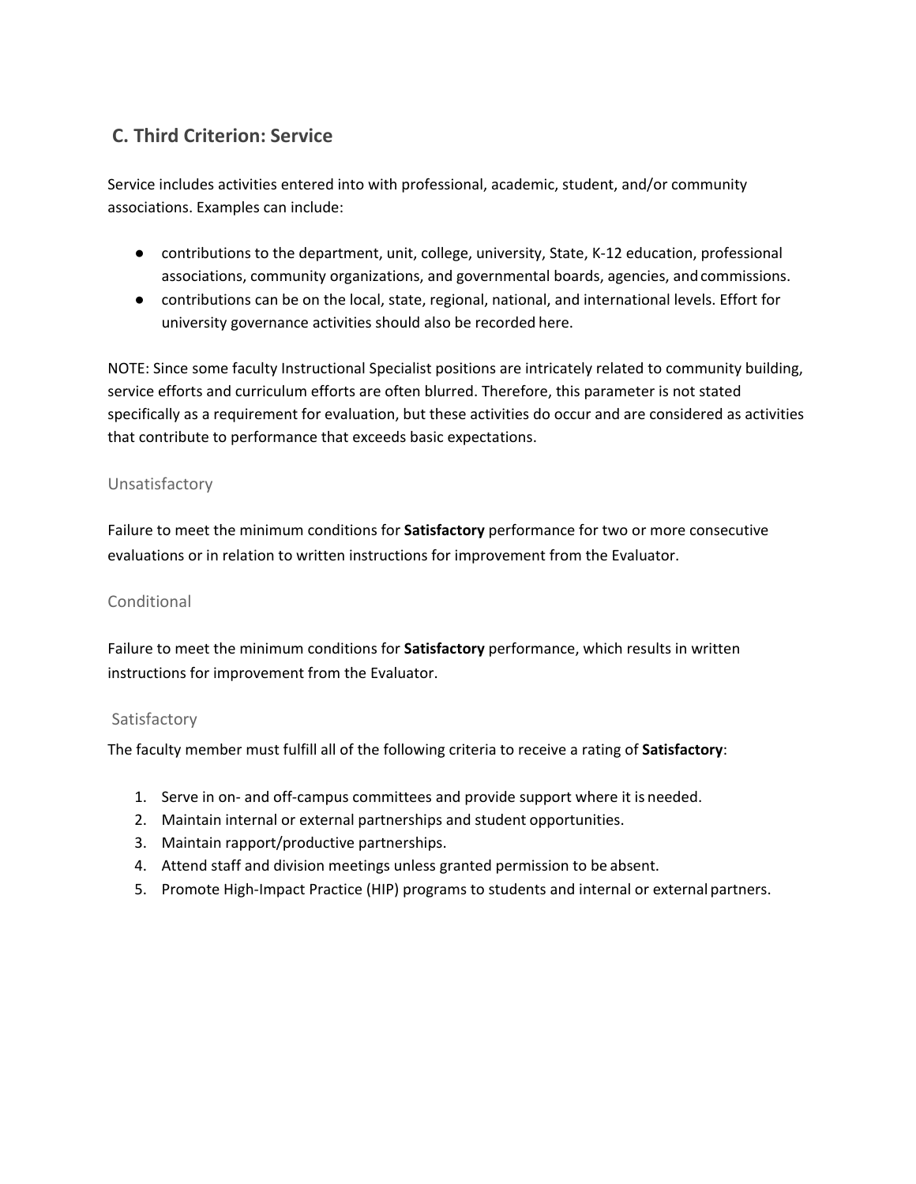## C. Third Criterion: Service

Service includes activities entered into with professional, academic, student, and/or community associations. Examples can include:

- contributions to the department, unit, college, university, State, K-12 education, professional associations, community organizations, and governmental boards, agencies, and commissions.
- contributions can be on the local, state, regional, national, and international levels. Effort for university governance activities should also be recorded here.

NOTE: Since some faculty Instructional Specialist positions are intricately related to community building, service efforts and curriculum efforts are often blurred. Therefore, this parameter is not stated specifically as a requirement for evaluation, but these activities do occur and are considered as activities that contribute to performance that exceeds basic expectations.

### Unsatisfactory

Failure to meet the minimum conditions for **Satisfactory** performance for two or more consecutive evaluations or in relation to written instructions for improvement from the Evaluator.

### Conditional

Failure to meet the minimum conditions for **Satisfactory** performance, which results in written instructions for improvement from the Evaluator.

### Satisfactory

The faculty member must fulfill all of the following criteria to receive a rating of **Satisfactory**:

1. Serve in on- and off-campus committees and provide support where it is needed.
2. Maintain internal or external partnerships and student opportunities.
3. Maintain rapport/productive partnerships.
4. Attend staff and division meetings unless granted permission to be absent.
5. Promote High-Impact Practice (HIP) programs to students and internal or external partners.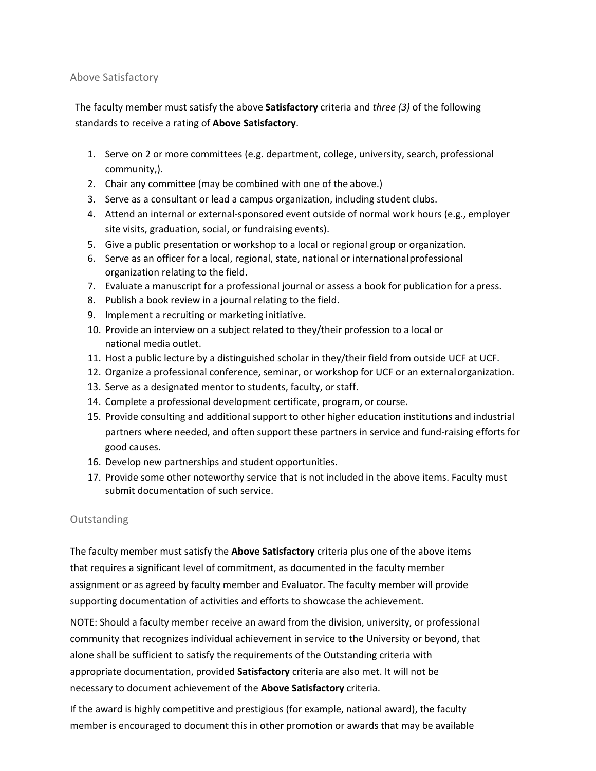## Above Satisfactory

The faculty member must satisfy the above **Satisfactory** criteria and *three (3)* of the following standards to receive a rating of **Above Satisfactory**.

1. Serve on 2 or more committees (e.g. department, college, university, search, professional community,).
2. Chair any committee (may be combined with one of the above.)
3. Serve as a consultant or lead a campus organization, including student clubs.
4. Attend an internal or external-sponsored event outside of normal work hours (e.g., employer site visits, graduation, social, or fundraising events).
5. Give a public presentation or workshop to a local or regional group or organization.
6. Serve as an officer for a local, regional, state, national or international professional organization relating to the field.
7. Evaluate a manuscript for a professional journal or assess a book for publication for a press.
8. Publish a book review in a journal relating to the field.
9. Implement a recruiting or marketing initiative.
10. Provide an interview on a subject related to they/their profession to a local or national media outlet.
11. Host a public lecture by a distinguished scholar in they/their field from outside UCF at UCF.
12. Organize a professional conference, seminar, or workshop for UCF or an external organization.
13. Serve as a designated mentor to students, faculty, or staff.
14. Complete a professional development certificate, program, or course.
15. Provide consulting and additional support to other higher education institutions and industrial partners where needed, and often support these partners in service and fund-raising efforts for good causes.
16. Develop new partnerships and student opportunities.
17. Provide some other noteworthy service that is not included in the above items. Faculty must submit documentation of such service.

## Outstanding

The faculty member must satisfy the **Above Satisfactory** criteria plus one of the above items that requires a significant level of commitment, as documented in the faculty member assignment or as agreed by faculty member and Evaluator. The faculty member will provide supporting documentation of activities and efforts to showcase the achievement.

NOTE: Should a faculty member receive an award from the division, university, or professional community that recognizes individual achievement in service to the University or beyond, that alone shall be sufficient to satisfy the requirements of the Outstanding criteria with appropriate documentation, provided **Satisfactory** criteria are also met. It will not be necessary to document achievement of the **Above Satisfactory** criteria.

If the award is highly competitive and prestigious (for example, national award), the faculty member is encouraged to document this in other promotion or awards that may be available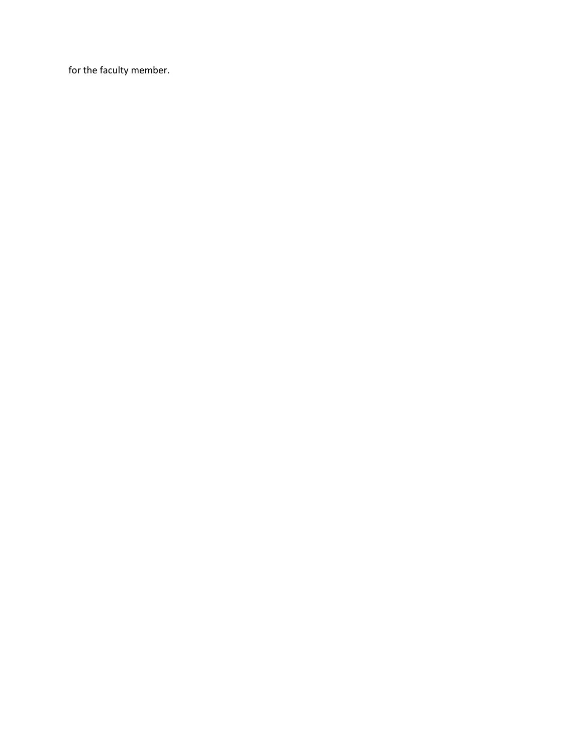for the faculty member.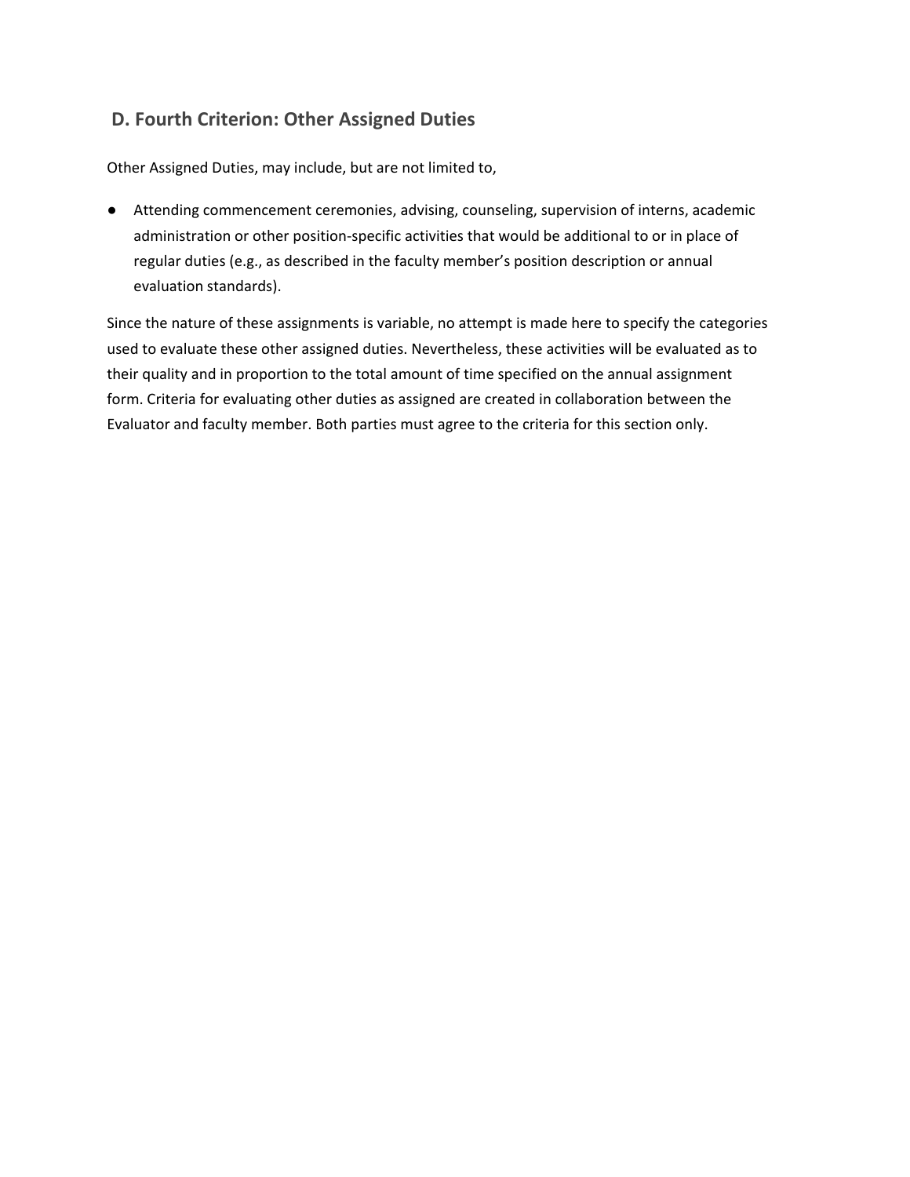## D. Fourth Criterion: Other Assigned Duties

Other Assigned Duties, may include, but are not limited to,

- Attending commencement ceremonies, advising, counseling, supervision of interns, academic administration or other position-specific activities that would be additional to or in place of regular duties (e.g., as described in the faculty member's position description or annual evaluation standards).

Since the nature of these assignments is variable, no attempt is made here to specify the categories used to evaluate these other assigned duties. Nevertheless, these activities will be evaluated as to their quality and in proportion to the total amount of time specified on the annual assignment form. Criteria for evaluating other duties as assigned are created in collaboration between the Evaluator and faculty member. Both parties must agree to the criteria for this section only.